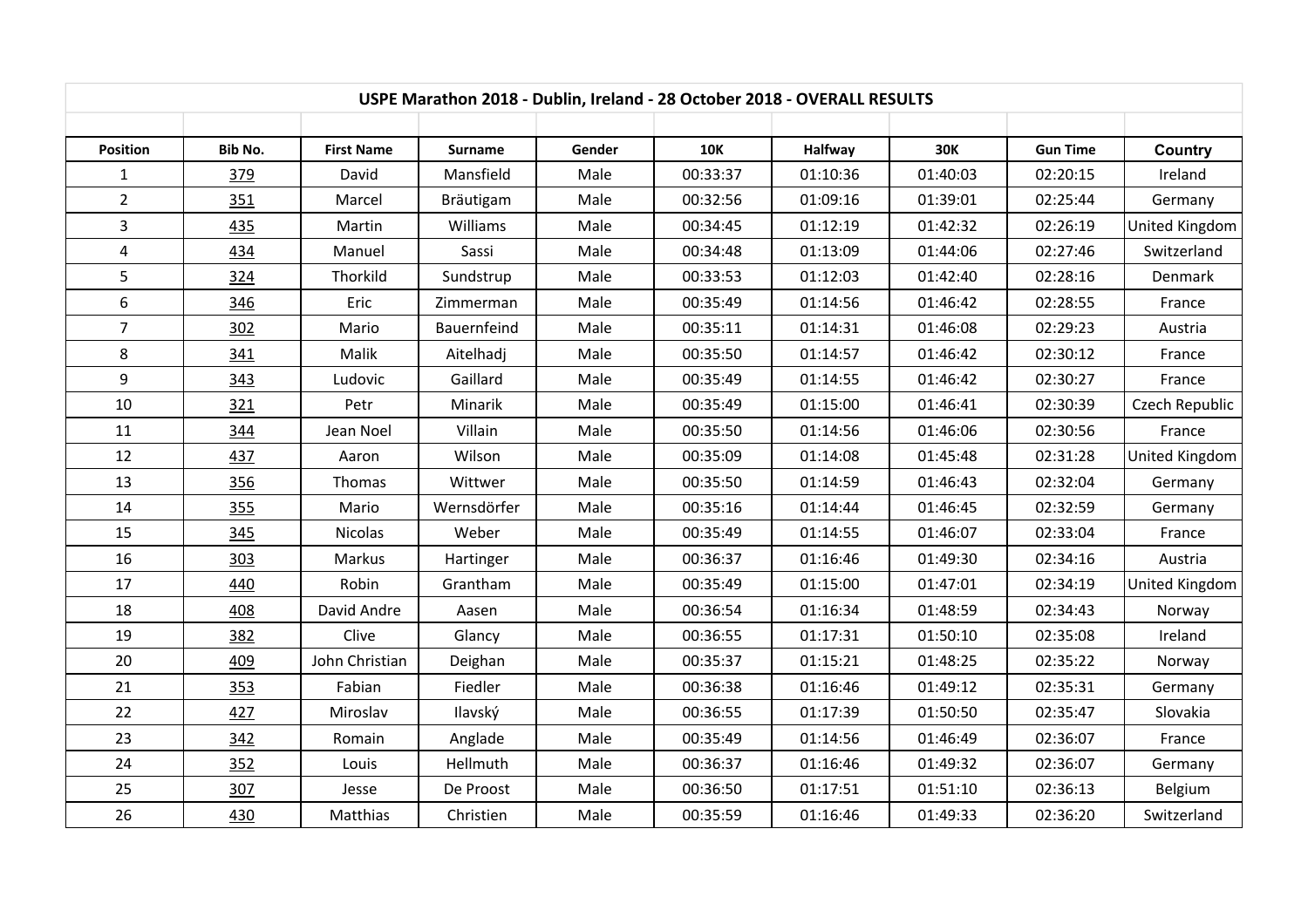| USPE Marathon 2018 - Dublin, Ireland - 28 October 2018 - OVERALL RESULTS | | | | | | | | | |
|---|---|---|---|---|---|---|---|---|---|
| | | | | | | | | | |
| **Position** | **Bib No.** | **First Name** | **Surname** | **Gender** | **10K** | **Halfway** | **30K** | **Gun Time** | **Country** |
| 1 | 379 | David | Mansfield | Male | 00:33:37 | 01:10:36 | 01:40:03 | 02:20:15 | Ireland |
| 2 | 351 | Marcel | Bräutigam | Male | 00:32:56 | 01:09:16 | 01:39:01 | 02:25:44 | Germany |
| 3 | 435 | Martin | Williams | Male | 00:34:45 | 01:12:19 | 01:42:32 | 02:26:19 | United Kingdom |
| 4 | 434 | Manuel | Sassi | Male | 00:34:48 | 01:13:09 | 01:44:06 | 02:27:46 | Switzerland |
| 5 | 324 | Thorkild | Sundstrup | Male | 00:33:53 | 01:12:03 | 01:42:40 | 02:28:16 | Denmark |
| 6 | 346 | Eric | Zimmerman | Male | 00:35:49 | 01:14:56 | 01:46:42 | 02:28:55 | France |
| 7 | 302 | Mario | Bauernfeind | Male | 00:35:11 | 01:14:31 | 01:46:08 | 02:29:23 | Austria |
| 8 | 341 | Malik | Aitelhadj | Male | 00:35:50 | 01:14:57 | 01:46:42 | 02:30:12 | France |
| 9 | 343 | Ludovic | Gaillard | Male | 00:35:49 | 01:14:55 | 01:46:42 | 02:30:27 | France |
| 10 | 321 | Petr | Minarik | Male | 00:35:49 | 01:15:00 | 01:46:41 | 02:30:39 | Czech Republic |
| 11 | 344 | Jean Noel | Villain | Male | 00:35:50 | 01:14:56 | 01:46:06 | 02:30:56 | France |
| 12 | 437 | Aaron | Wilson | Male | 00:35:09 | 01:14:08 | 01:45:48 | 02:31:28 | United Kingdom |
| 13 | 356 | Thomas | Wittwer | Male | 00:35:50 | 01:14:59 | 01:46:43 | 02:32:04 | Germany |
| 14 | 355 | Mario | Wernsdörfer | Male | 00:35:16 | 01:14:44 | 01:46:45 | 02:32:59 | Germany |
| 15 | 345 | Nicolas | Weber | Male | 00:35:49 | 01:14:55 | 01:46:07 | 02:33:04 | France |
| 16 | 303 | Markus | Hartinger | Male | 00:36:37 | 01:16:46 | 01:49:30 | 02:34:16 | Austria |
| 17 | 440 | Robin | Grantham | Male | 00:35:49 | 01:15:00 | 01:47:01 | 02:34:19 | United Kingdom |
| 18 | 408 | David Andre | Aasen | Male | 00:36:54 | 01:16:34 | 01:48:59 | 02:34:43 | Norway |
| 19 | 382 | Clive | Glancy | Male | 00:36:55 | 01:17:31 | 01:50:10 | 02:35:08 | Ireland |
| 20 | 409 | John Christian | Deighan | Male | 00:35:37 | 01:15:21 | 01:48:25 | 02:35:22 | Norway |
| 21 | 353 | Fabian | Fiedler | Male | 00:36:38 | 01:16:46 | 01:49:12 | 02:35:31 | Germany |
| 22 | 427 | Miroslav | Ilavský | Male | 00:36:55 | 01:17:39 | 01:50:50 | 02:35:47 | Slovakia |
| 23 | 342 | Romain | Anglade | Male | 00:35:49 | 01:14:56 | 01:46:49 | 02:36:07 | France |
| 24 | 352 | Louis | Hellmuth | Male | 00:36:37 | 01:16:46 | 01:49:32 | 02:36:07 | Germany |
| 25 | 307 | Jesse | De Proost | Male | 00:36:50 | 01:17:51 | 01:51:10 | 02:36:13 | Belgium |
| 26 | 430 | Matthias | Christien | Male | 00:35:59 | 01:16:46 | 01:49:33 | 02:36:20 | Switzerland |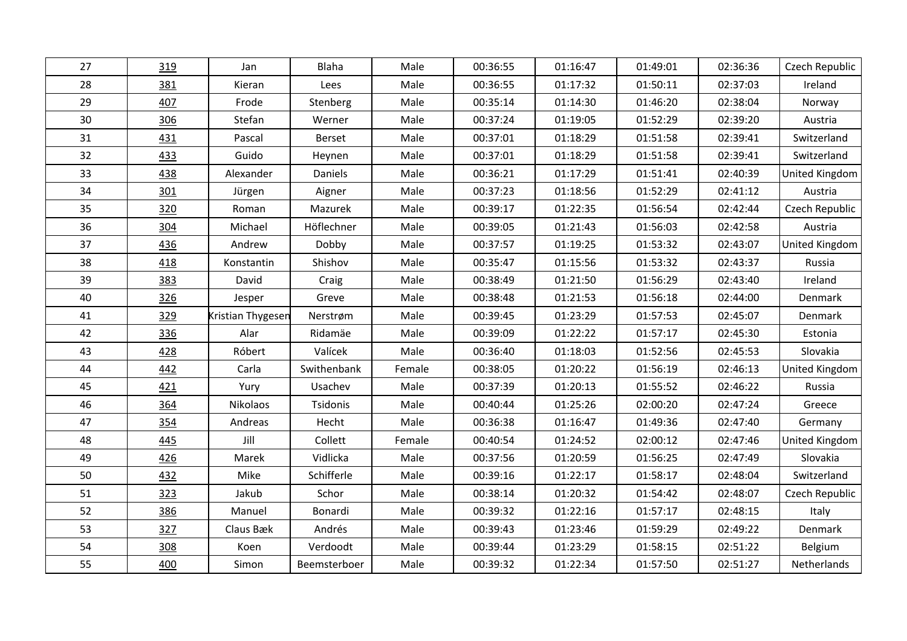| 27 | 319 | Jan | Blaha | Male | 00:36:55 | 01:16:47 | 01:49:01 | 02:36:36 | Czech Republic |
|---|---|---|---|---|---|---|---|---|---|
| 28 | 381 | Kieran | Lees | Male | 00:36:55 | 01:17:32 | 01:50:11 | 02:37:03 | Ireland |
| 29 | 407 | Frode | Stenberg | Male | 00:35:14 | 01:14:30 | 01:46:20 | 02:38:04 | Norway |
| 30 | 306 | Stefan | Werner | Male | 00:37:24 | 01:19:05 | 01:52:29 | 02:39:20 | Austria |
| 31 | 431 | Pascal | Berset | Male | 00:37:01 | 01:18:29 | 01:51:58 | 02:39:41 | Switzerland |
| 32 | 433 | Guido | Heynen | Male | 00:37:01 | 01:18:29 | 01:51:58 | 02:39:41 | Switzerland |
| 33 | 438 | Alexander | Daniels | Male | 00:36:21 | 01:17:29 | 01:51:41 | 02:40:39 | United Kingdom |
| 34 | 301 | Jürgen | Aigner | Male | 00:37:23 | 01:18:56 | 01:52:29 | 02:41:12 | Austria |
| 35 | 320 | Roman | Mazurek | Male | 00:39:17 | 01:22:35 | 01:56:54 | 02:42:44 | Czech Republic |
| 36 | 304 | Michael | Höflechner | Male | 00:39:05 | 01:21:43 | 01:56:03 | 02:42:58 | Austria |
| 37 | 436 | Andrew | Dobby | Male | 00:37:57 | 01:19:25 | 01:53:32 | 02:43:07 | United Kingdom |
| 38 | 418 | Konstantin | Shishov | Male | 00:35:47 | 01:15:56 | 01:53:32 | 02:43:37 | Russia |
| 39 | 383 | David | Craig | Male | 00:38:49 | 01:21:50 | 01:56:29 | 02:43:40 | Ireland |
| 40 | 326 | Jesper | Greve | Male | 00:38:48 | 01:21:53 | 01:56:18 | 02:44:00 | Denmark |
| 41 | 329 | Kristian Thygesen | Nerstrøm | Male | 00:39:45 | 01:23:29 | 01:57:53 | 02:45:07 | Denmark |
| 42 | 336 | Alar | Ridamäe | Male | 00:39:09 | 01:22:22 | 01:57:17 | 02:45:30 | Estonia |
| 43 | 428 | Róbert | Valícek | Male | 00:36:40 | 01:18:03 | 01:52:56 | 02:45:53 | Slovakia |
| 44 | 442 | Carla | Swithenbank | Female | 00:38:05 | 01:20:22 | 01:56:19 | 02:46:13 | United Kingdom |
| 45 | 421 | Yury | Usachev | Male | 00:37:39 | 01:20:13 | 01:55:52 | 02:46:22 | Russia |
| 46 | 364 | Nikolaos | Tsidonis | Male | 00:40:44 | 01:25:26 | 02:00:20 | 02:47:24 | Greece |
| 47 | 354 | Andreas | Hecht | Male | 00:36:38 | 01:16:47 | 01:49:36 | 02:47:40 | Germany |
| 48 | 445 | Jill | Collett | Female | 00:40:54 | 01:24:52 | 02:00:12 | 02:47:46 | United Kingdom |
| 49 | 426 | Marek | Vidlicka | Male | 00:37:56 | 01:20:59 | 01:56:25 | 02:47:49 | Slovakia |
| 50 | 432 | Mike | Schifferle | Male | 00:39:16 | 01:22:17 | 01:58:17 | 02:48:04 | Switzerland |
| 51 | 323 | Jakub | Schor | Male | 00:38:14 | 01:20:32 | 01:54:42 | 02:48:07 | Czech Republic |
| 52 | 386 | Manuel | Bonardi | Male | 00:39:32 | 01:22:16 | 01:57:17 | 02:48:15 | Italy |
| 53 | 327 | Claus Bæk | Andrés | Male | 00:39:43 | 01:23:46 | 01:59:29 | 02:49:22 | Denmark |
| 54 | 308 | Koen | Verdoodt | Male | 00:39:44 | 01:23:29 | 01:58:15 | 02:51:22 | Belgium |
| 55 | 400 | Simon | Beemsterboer | Male | 00:39:32 | 01:22:34 | 01:57:50 | 02:51:27 | Netherlands |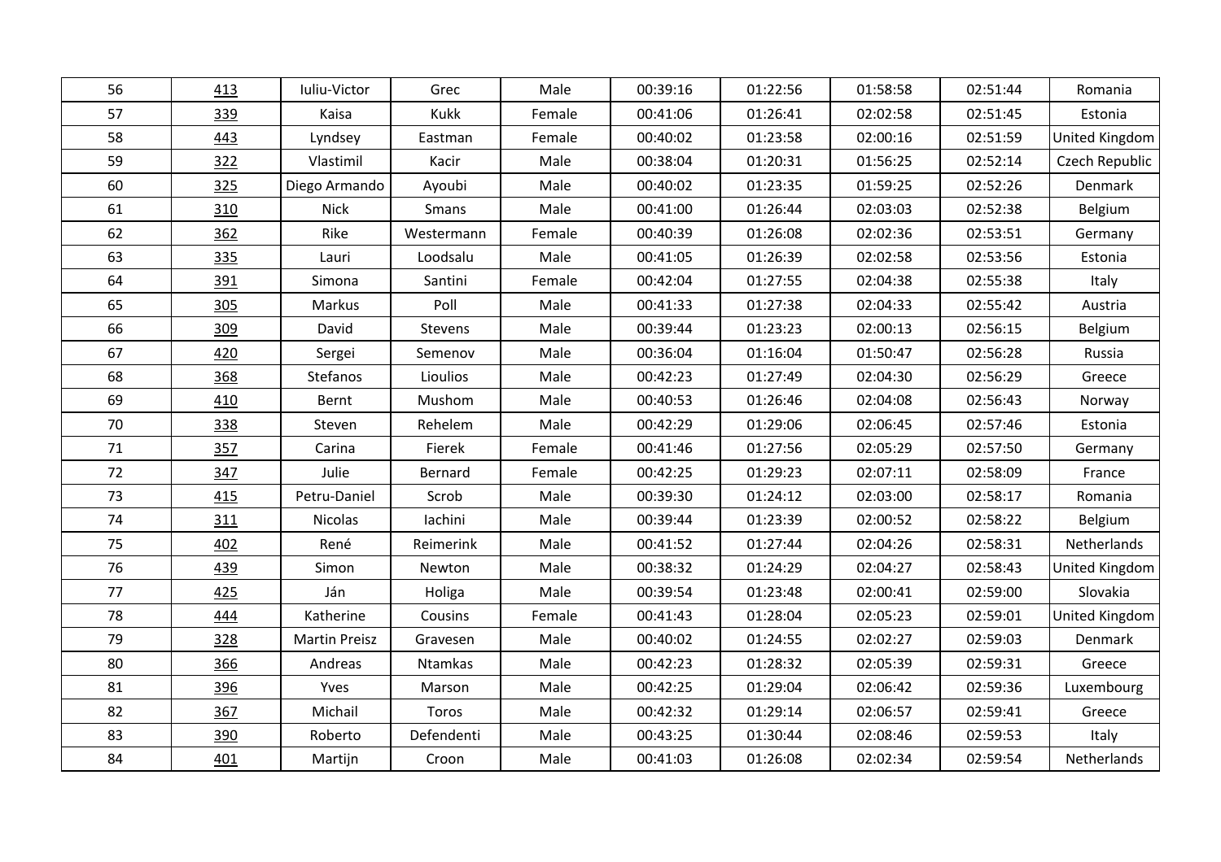| 56 | 413 | Iuliu-Victor | Grec | Male | 00:39:16 | 01:22:56 | 01:58:58 | 02:51:44 | Romania |
|---|---|---|---|---|---|---|---|---|---|
| 57 | 339 | Kaisa | Kukk | Female | 00:41:06 | 01:26:41 | 02:02:58 | 02:51:45 | Estonia |
| 58 | 443 | Lyndsey | Eastman | Female | 00:40:02 | 01:23:58 | 02:00:16 | 02:51:59 | United Kingdom |
| 59 | 322 | Vlastimil | Kacir | Male | 00:38:04 | 01:20:31 | 01:56:25 | 02:52:14 | Czech Republic |
| 60 | 325 | Diego Armando | Ayoubi | Male | 00:40:02 | 01:23:35 | 01:59:25 | 02:52:26 | Denmark |
| 61 | 310 | Nick | Smans | Male | 00:41:00 | 01:26:44 | 02:03:03 | 02:52:38 | Belgium |
| 62 | 362 | Rike | Westermann | Female | 00:40:39 | 01:26:08 | 02:02:36 | 02:53:51 | Germany |
| 63 | 335 | Lauri | Loodsalu | Male | 00:41:05 | 01:26:39 | 02:02:58 | 02:53:56 | Estonia |
| 64 | 391 | Simona | Santini | Female | 00:42:04 | 01:27:55 | 02:04:38 | 02:55:38 | Italy |
| 65 | 305 | Markus | Poll | Male | 00:41:33 | 01:27:38 | 02:04:33 | 02:55:42 | Austria |
| 66 | 309 | David | Stevens | Male | 00:39:44 | 01:23:23 | 02:00:13 | 02:56:15 | Belgium |
| 67 | 420 | Sergei | Semenov | Male | 00:36:04 | 01:16:04 | 01:50:47 | 02:56:28 | Russia |
| 68 | 368 | Stefanos | Lioulios | Male | 00:42:23 | 01:27:49 | 02:04:30 | 02:56:29 | Greece |
| 69 | 410 | Bernt | Mushom | Male | 00:40:53 | 01:26:46 | 02:04:08 | 02:56:43 | Norway |
| 70 | 338 | Steven | Rehelem | Male | 00:42:29 | 01:29:06 | 02:06:45 | 02:57:46 | Estonia |
| 71 | 357 | Carina | Fierek | Female | 00:41:46 | 01:27:56 | 02:05:29 | 02:57:50 | Germany |
| 72 | 347 | Julie | Bernard | Female | 00:42:25 | 01:29:23 | 02:07:11 | 02:58:09 | France |
| 73 | 415 | Petru-Daniel | Scrob | Male | 00:39:30 | 01:24:12 | 02:03:00 | 02:58:17 | Romania |
| 74 | 311 | Nicolas | Iachini | Male | 00:39:44 | 01:23:39 | 02:00:52 | 02:58:22 | Belgium |
| 75 | 402 | René | Reimerink | Male | 00:41:52 | 01:27:44 | 02:04:26 | 02:58:31 | Netherlands |
| 76 | 439 | Simon | Newton | Male | 00:38:32 | 01:24:29 | 02:04:27 | 02:58:43 | United Kingdom |
| 77 | 425 | Ján | Holiga | Male | 00:39:54 | 01:23:48 | 02:00:41 | 02:59:00 | Slovakia |
| 78 | 444 | Katherine | Cousins | Female | 00:41:43 | 01:28:04 | 02:05:23 | 02:59:01 | United Kingdom |
| 79 | 328 | Martin Preisz | Gravesen | Male | 00:40:02 | 01:24:55 | 02:02:27 | 02:59:03 | Denmark |
| 80 | 366 | Andreas | Ntamkas | Male | 00:42:23 | 01:28:32 | 02:05:39 | 02:59:31 | Greece |
| 81 | 396 | Yves | Marson | Male | 00:42:25 | 01:29:04 | 02:06:42 | 02:59:36 | Luxembourg |
| 82 | 367 | Michail | Toros | Male | 00:42:32 | 01:29:14 | 02:06:57 | 02:59:41 | Greece |
| 83 | 390 | Roberto | Defendenti | Male | 00:43:25 | 01:30:44 | 02:08:46 | 02:59:53 | Italy |
| 84 | 401 | Martijn | Croon | Male | 00:41:03 | 01:26:08 | 02:02:34 | 02:59:54 | Netherlands |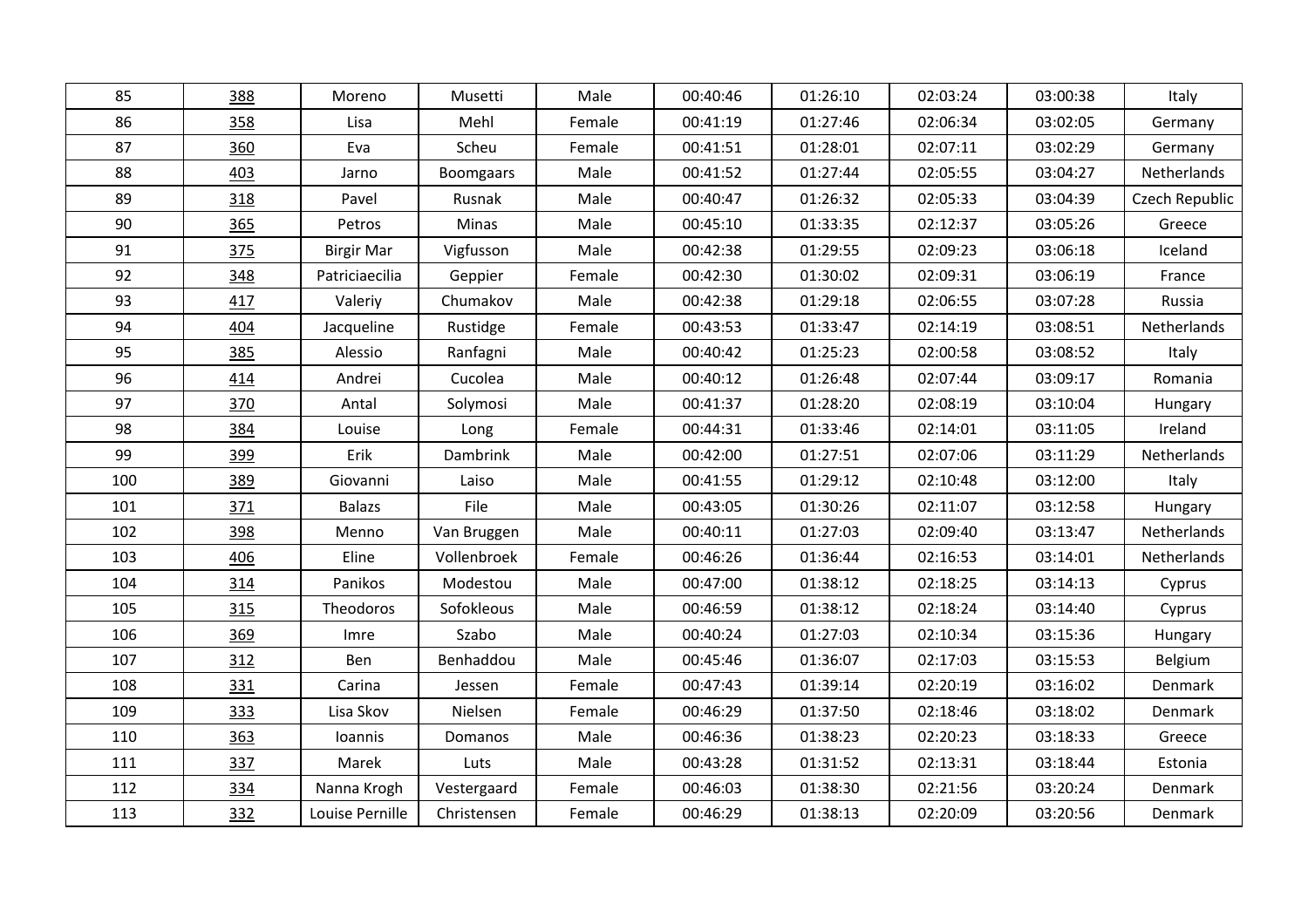| 85 | 388 | Moreno | Musetti | Male | 00:40:46 | 01:26:10 | 02:03:24 | 03:00:38 | Italy |
|---|---|---|---|---|---|---|---|---|---|
| 86 | 358 | Lisa | Mehl | Female | 00:41:19 | 01:27:46 | 02:06:34 | 03:02:05 | Germany |
| 87 | 360 | Eva | Scheu | Female | 00:41:51 | 01:28:01 | 02:07:11 | 03:02:29 | Germany |
| 88 | 403 | Jarno | Boomgaars | Male | 00:41:52 | 01:27:44 | 02:05:55 | 03:04:27 | Netherlands |
| 89 | 318 | Pavel | Rusnak | Male | 00:40:47 | 01:26:32 | 02:05:33 | 03:04:39 | Czech Republic |
| 90 | 365 | Petros | Minas | Male | 00:45:10 | 01:33:35 | 02:12:37 | 03:05:26 | Greece |
| 91 | 375 | Birgir Mar | Vigfusson | Male | 00:42:38 | 01:29:55 | 02:09:23 | 03:06:18 | Iceland |
| 92 | 348 | Patriciaecilia | Geppier | Female | 00:42:30 | 01:30:02 | 02:09:31 | 03:06:19 | France |
| 93 | 417 | Valeriy | Chumakov | Male | 00:42:38 | 01:29:18 | 02:06:55 | 03:07:28 | Russia |
| 94 | 404 | Jacqueline | Rustidge | Female | 00:43:53 | 01:33:47 | 02:14:19 | 03:08:51 | Netherlands |
| 95 | 385 | Alessio | Ranfagni | Male | 00:40:42 | 01:25:23 | 02:00:58 | 03:08:52 | Italy |
| 96 | 414 | Andrei | Cucolea | Male | 00:40:12 | 01:26:48 | 02:07:44 | 03:09:17 | Romania |
| 97 | 370 | Antal | Solymosi | Male | 00:41:37 | 01:28:20 | 02:08:19 | 03:10:04 | Hungary |
| 98 | 384 | Louise | Long | Female | 00:44:31 | 01:33:46 | 02:14:01 | 03:11:05 | Ireland |
| 99 | 399 | Erik | Dambrink | Male | 00:42:00 | 01:27:51 | 02:07:06 | 03:11:29 | Netherlands |
| 100 | 389 | Giovanni | Laiso | Male | 00:41:55 | 01:29:12 | 02:10:48 | 03:12:00 | Italy |
| 101 | 371 | Balazs | File | Male | 00:43:05 | 01:30:26 | 02:11:07 | 03:12:58 | Hungary |
| 102 | 398 | Menno | Van Bruggen | Male | 00:40:11 | 01:27:03 | 02:09:40 | 03:13:47 | Netherlands |
| 103 | 406 | Eline | Vollenbroek | Female | 00:46:26 | 01:36:44 | 02:16:53 | 03:14:01 | Netherlands |
| 104 | 314 | Panikos | Modestou | Male | 00:47:00 | 01:38:12 | 02:18:25 | 03:14:13 | Cyprus |
| 105 | 315 | Theodoros | Sofokleous | Male | 00:46:59 | 01:38:12 | 02:18:24 | 03:14:40 | Cyprus |
| 106 | 369 | Imre | Szabo | Male | 00:40:24 | 01:27:03 | 02:10:34 | 03:15:36 | Hungary |
| 107 | 312 | Ben | Benhaddou | Male | 00:45:46 | 01:36:07 | 02:17:03 | 03:15:53 | Belgium |
| 108 | 331 | Carina | Jessen | Female | 00:47:43 | 01:39:14 | 02:20:19 | 03:16:02 | Denmark |
| 109 | 333 | Lisa Skov | Nielsen | Female | 00:46:29 | 01:37:50 | 02:18:46 | 03:18:02 | Denmark |
| 110 | 363 | Ioannis | Domanos | Male | 00:46:36 | 01:38:23 | 02:20:23 | 03:18:33 | Greece |
| 111 | 337 | Marek | Luts | Male | 00:43:28 | 01:31:52 | 02:13:31 | 03:18:44 | Estonia |
| 112 | 334 | Nanna Krogh | Vestergaard | Female | 00:46:03 | 01:38:30 | 02:21:56 | 03:20:24 | Denmark |
| 113 | 332 | Louise Pernille | Christensen | Female | 00:46:29 | 01:38:13 | 02:20:09 | 03:20:56 | Denmark |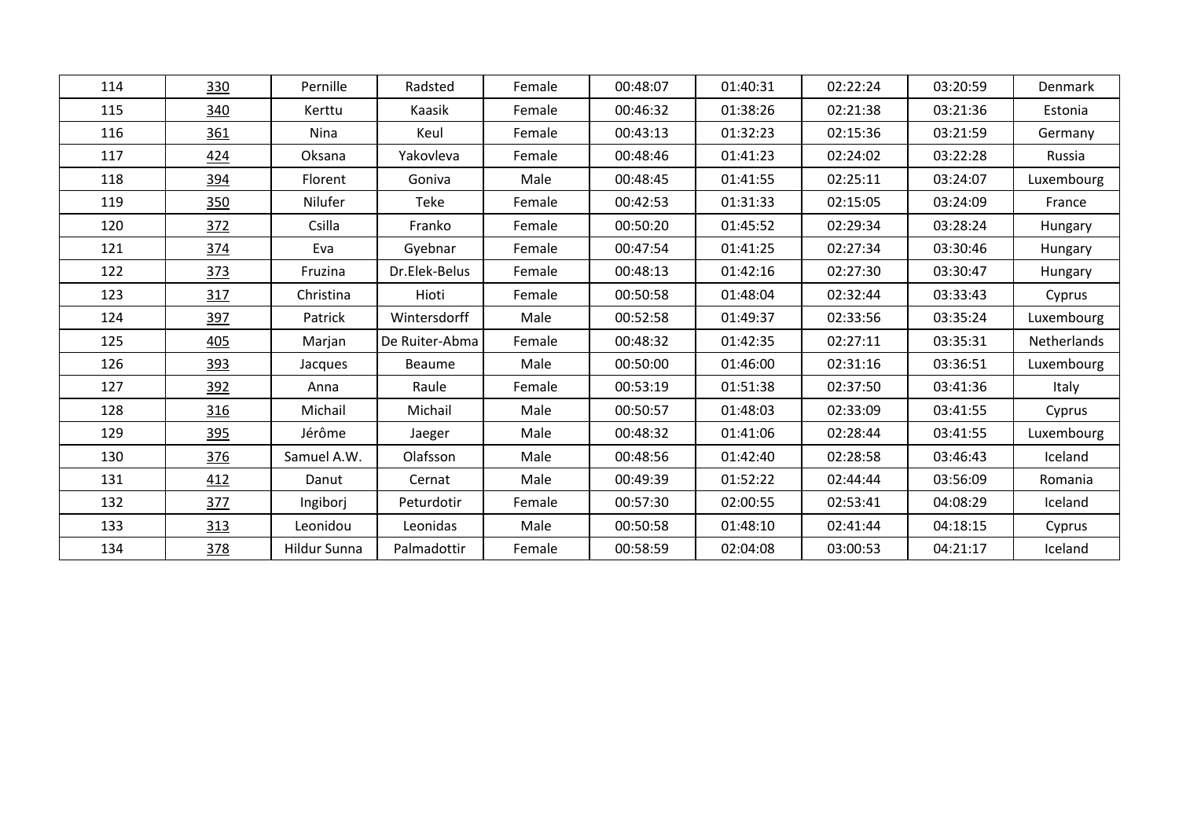| 114 | 330 | Pernille | Radsted | Female | 00:48:07 | 01:40:31 | 02:22:24 | 03:20:59 | Denmark |
|---|---|---|---|---|---|---|---|---|---|
| 115 | 340 | Kerttu | Kaasik | Female | 00:46:32 | 01:38:26 | 02:21:38 | 03:21:36 | Estonia |
| 116 | 361 | Nina | Keul | Female | 00:43:13 | 01:32:23 | 02:15:36 | 03:21:59 | Germany |
| 117 | 424 | Oksana | Yakovleva | Female | 00:48:46 | 01:41:23 | 02:24:02 | 03:22:28 | Russia |
| 118 | 394 | Florent | Goniva | Male | 00:48:45 | 01:41:55 | 02:25:11 | 03:24:07 | Luxembourg |
| 119 | 350 | Nilufer | Teke | Female | 00:42:53 | 01:31:33 | 02:15:05 | 03:24:09 | France |
| 120 | 372 | Csilla | Franko | Female | 00:50:20 | 01:45:52 | 02:29:34 | 03:28:24 | Hungary |
| 121 | 374 | Eva | Gyebnar | Female | 00:47:54 | 01:41:25 | 02:27:34 | 03:30:46 | Hungary |
| 122 | 373 | Fruzina | Dr.Elek-Belus | Female | 00:48:13 | 01:42:16 | 02:27:30 | 03:30:47 | Hungary |
| 123 | 317 | Christina | Hioti | Female | 00:50:58 | 01:48:04 | 02:32:44 | 03:33:43 | Cyprus |
| 124 | 397 | Patrick | Wintersdorff | Male | 00:52:58 | 01:49:37 | 02:33:56 | 03:35:24 | Luxembourg |
| 125 | 405 | Marjan | De Ruiter-Abma | Female | 00:48:32 | 01:42:35 | 02:27:11 | 03:35:31 | Netherlands |
| 126 | 393 | Jacques | Beaume | Male | 00:50:00 | 01:46:00 | 02:31:16 | 03:36:51 | Luxembourg |
| 127 | 392 | Anna | Raule | Female | 00:53:19 | 01:51:38 | 02:37:50 | 03:41:36 | Italy |
| 128 | 316 | Michail | Michail | Male | 00:50:57 | 01:48:03 | 02:33:09 | 03:41:55 | Cyprus |
| 129 | 395 | Jérôme | Jaeger | Male | 00:48:32 | 01:41:06 | 02:28:44 | 03:41:55 | Luxembourg |
| 130 | 376 | Samuel A.W. | Olafsson | Male | 00:48:56 | 01:42:40 | 02:28:58 | 03:46:43 | Iceland |
| 131 | 412 | Danut | Cernat | Male | 00:49:39 | 01:52:22 | 02:44:44 | 03:56:09 | Romania |
| 132 | 377 | Ingiborj | Peturdotir | Female | 00:57:30 | 02:00:55 | 02:53:41 | 04:08:29 | Iceland |
| 133 | 313 | Leonidou | Leonidas | Male | 00:50:58 | 01:48:10 | 02:41:44 | 04:18:15 | Cyprus |
| 134 | 378 | Hildur Sunna | Palmadottir | Female | 00:58:59 | 02:04:08 | 03:00:53 | 04:21:17 | Iceland |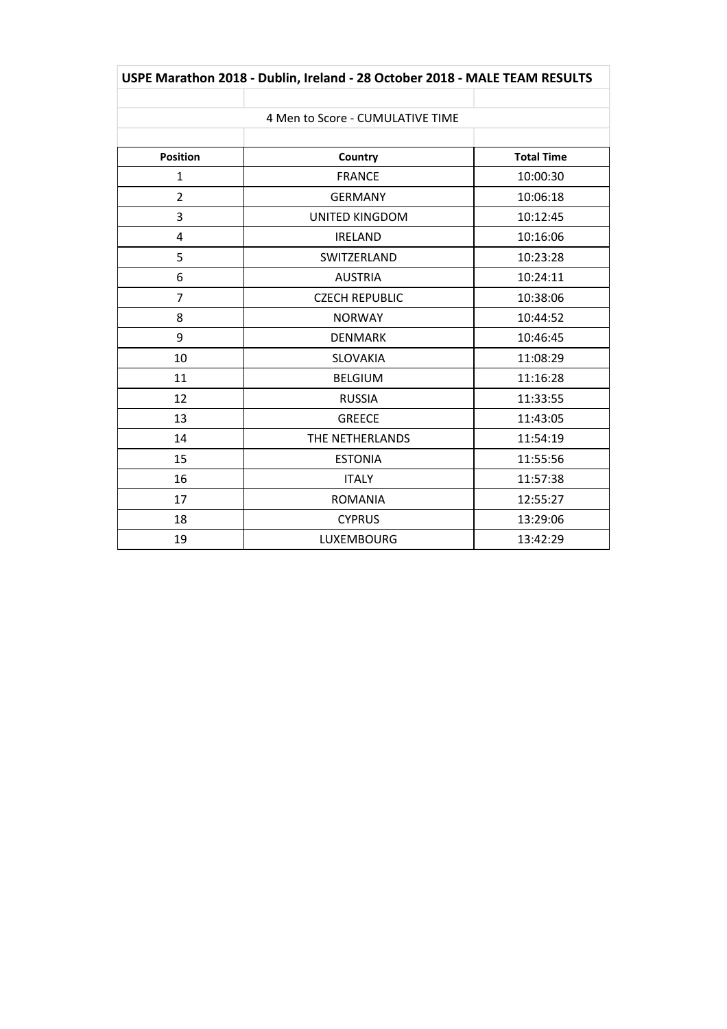## USPE Marathon 2018 - Dublin, Ireland - 28 October 2018 - MALE TEAM RESULTS

4 Men to Score - CUMULATIVE TIME

| Position | Country | Total Time |
|---|---|---|
| 1 | FRANCE | 10:00:30 |
| 2 | GERMANY | 10:06:18 |
| 3 | UNITED KINGDOM | 10:12:45 |
| 4 | IRELAND | 10:16:06 |
| 5 | SWITZERLAND | 10:23:28 |
| 6 | AUSTRIA | 10:24:11 |
| 7 | CZECH REPUBLIC | 10:38:06 |
| 8 | NORWAY | 10:44:52 |
| 9 | DENMARK | 10:46:45 |
| 10 | SLOVAKIA | 11:08:29 |
| 11 | BELGIUM | 11:16:28 |
| 12 | RUSSIA | 11:33:55 |
| 13 | GREECE | 11:43:05 |
| 14 | THE NETHERLANDS | 11:54:19 |
| 15 | ESTONIA | 11:55:56 |
| 16 | ITALY | 11:57:38 |
| 17 | ROMANIA | 12:55:27 |
| 18 | CYPRUS | 13:29:06 |
| 19 | LUXEMBOURG | 13:42:29 |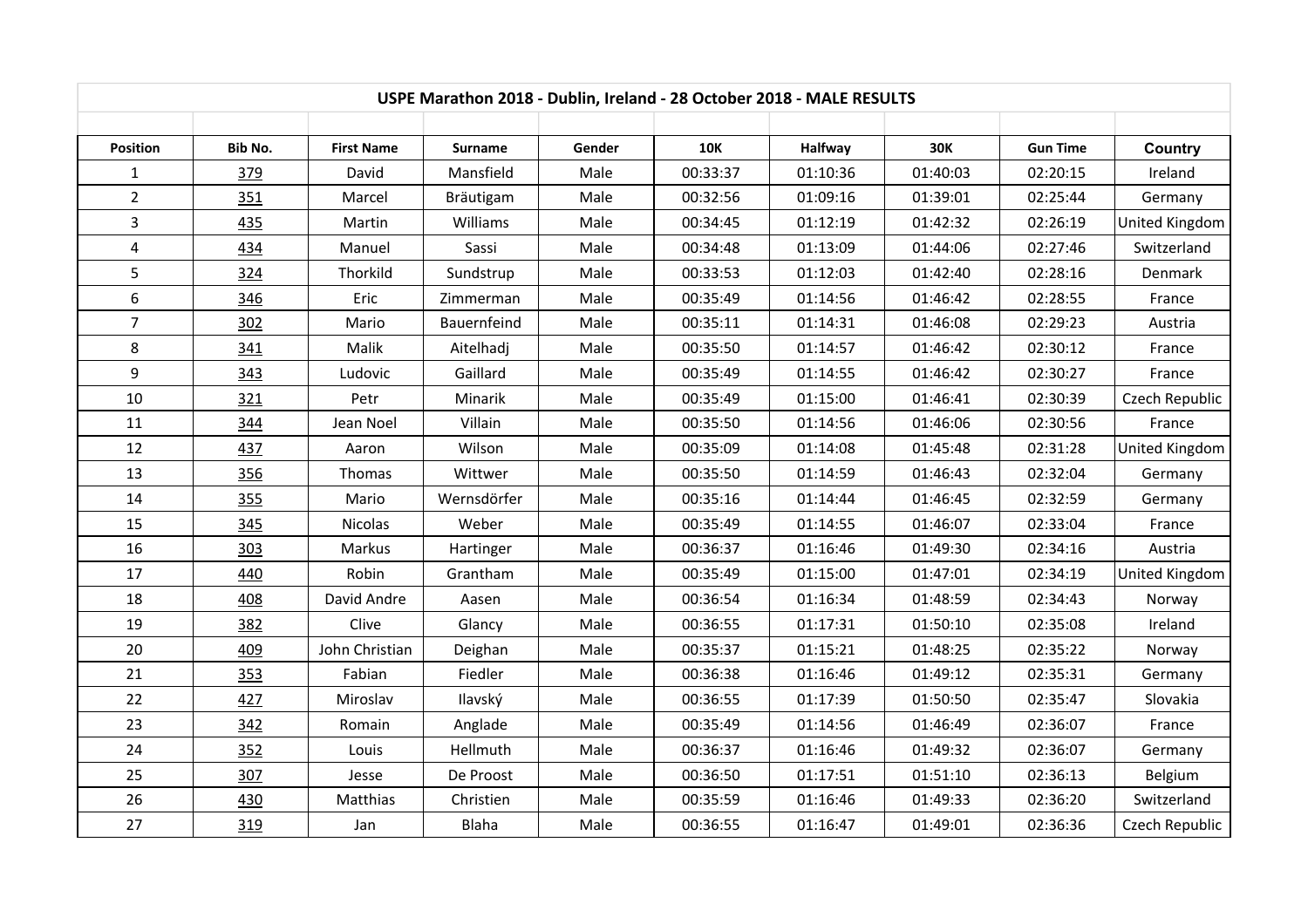| USPE Marathon 2018 - Dublin, Ireland - 28 October 2018 - MALE RESULTS | | | | | | | | | |
|---|---|---|---|---|---|---|---|---|---|
| **Position** | **Bib No.** | **First Name** | **Surname** | **Gender** | **10K** | **Halfway** | **30K** | **Gun Time** | **Country** |
| 1 | 379 | David | Mansfield | Male | 00:33:37 | 01:10:36 | 01:40:03 | 02:20:15 | Ireland |
| 2 | 351 | Marcel | Bräutigam | Male | 00:32:56 | 01:09:16 | 01:39:01 | 02:25:44 | Germany |
| 3 | 435 | Martin | Williams | Male | 00:34:45 | 01:12:19 | 01:42:32 | 02:26:19 | United Kingdom |
| 4 | 434 | Manuel | Sassi | Male | 00:34:48 | 01:13:09 | 01:44:06 | 02:27:46 | Switzerland |
| 5 | 324 | Thorkild | Sundstrup | Male | 00:33:53 | 01:12:03 | 01:42:40 | 02:28:16 | Denmark |
| 6 | 346 | Eric | Zimmerman | Male | 00:35:49 | 01:14:56 | 01:46:42 | 02:28:55 | France |
| 7 | 302 | Mario | Bauernfeind | Male | 00:35:11 | 01:14:31 | 01:46:08 | 02:29:23 | Austria |
| 8 | 341 | Malik | Aitelhadj | Male | 00:35:50 | 01:14:57 | 01:46:42 | 02:30:12 | France |
| 9 | 343 | Ludovic | Gaillard | Male | 00:35:49 | 01:14:55 | 01:46:42 | 02:30:27 | France |
| 10 | 321 | Petr | Minarik | Male | 00:35:49 | 01:15:00 | 01:46:41 | 02:30:39 | Czech Republic |
| 11 | 344 | Jean Noel | Villain | Male | 00:35:50 | 01:14:56 | 01:46:06 | 02:30:56 | France |
| 12 | 437 | Aaron | Wilson | Male | 00:35:09 | 01:14:08 | 01:45:48 | 02:31:28 | United Kingdom |
| 13 | 356 | Thomas | Wittwer | Male | 00:35:50 | 01:14:59 | 01:46:43 | 02:32:04 | Germany |
| 14 | 355 | Mario | Wernsdörfer | Male | 00:35:16 | 01:14:44 | 01:46:45 | 02:32:59 | Germany |
| 15 | 345 | Nicolas | Weber | Male | 00:35:49 | 01:14:55 | 01:46:07 | 02:33:04 | France |
| 16 | 303 | Markus | Hartinger | Male | 00:36:37 | 01:16:46 | 01:49:30 | 02:34:16 | Austria |
| 17 | 440 | Robin | Grantham | Male | 00:35:49 | 01:15:00 | 01:47:01 | 02:34:19 | United Kingdom |
| 18 | 408 | David Andre | Aasen | Male | 00:36:54 | 01:16:34 | 01:48:59 | 02:34:43 | Norway |
| 19 | 382 | Clive | Glancy | Male | 00:36:55 | 01:17:31 | 01:50:10 | 02:35:08 | Ireland |
| 20 | 409 | John Christian | Deighan | Male | 00:35:37 | 01:15:21 | 01:48:25 | 02:35:22 | Norway |
| 21 | 353 | Fabian | Fiedler | Male | 00:36:38 | 01:16:46 | 01:49:12 | 02:35:31 | Germany |
| 22 | 427 | Miroslav | Ilavský | Male | 00:36:55 | 01:17:39 | 01:50:50 | 02:35:47 | Slovakia |
| 23 | 342 | Romain | Anglade | Male | 00:35:49 | 01:14:56 | 01:46:49 | 02:36:07 | France |
| 24 | 352 | Louis | Hellmuth | Male | 00:36:37 | 01:16:46 | 01:49:32 | 02:36:07 | Germany |
| 25 | 307 | Jesse | De Proost | Male | 00:36:50 | 01:17:51 | 01:51:10 | 02:36:13 | Belgium |
| 26 | 430 | Matthias | Christien | Male | 00:35:59 | 01:16:46 | 01:49:33 | 02:36:20 | Switzerland |
| 27 | 319 | Jan | Blaha | Male | 00:36:55 | 01:16:47 | 01:49:01 | 02:36:36 | Czech Republic |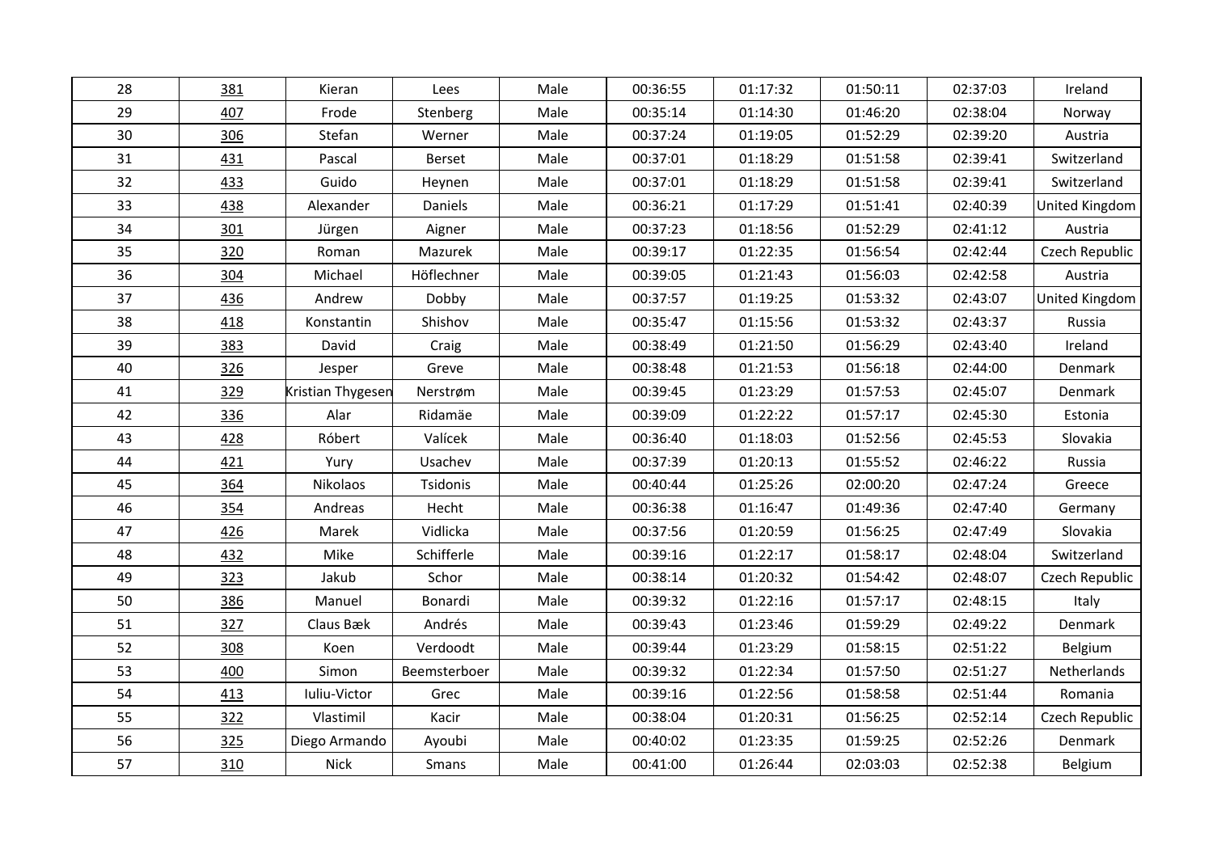| 28 | 381 | Kieran | Lees | Male | 00:36:55 | 01:17:32 | 01:50:11 | 02:37:03 | Ireland |
|---|---|---|---|---|---|---|---|---|---|
| 29 | 407 | Frode | Stenberg | Male | 00:35:14 | 01:14:30 | 01:46:20 | 02:38:04 | Norway |
| 30 | 306 | Stefan | Werner | Male | 00:37:24 | 01:19:05 | 01:52:29 | 02:39:20 | Austria |
| 31 | 431 | Pascal | Berset | Male | 00:37:01 | 01:18:29 | 01:51:58 | 02:39:41 | Switzerland |
| 32 | 433 | Guido | Heynen | Male | 00:37:01 | 01:18:29 | 01:51:58 | 02:39:41 | Switzerland |
| 33 | 438 | Alexander | Daniels | Male | 00:36:21 | 01:17:29 | 01:51:41 | 02:40:39 | United Kingdom |
| 34 | 301 | Jürgen | Aigner | Male | 00:37:23 | 01:18:56 | 01:52:29 | 02:41:12 | Austria |
| 35 | 320 | Roman | Mazurek | Male | 00:39:17 | 01:22:35 | 01:56:54 | 02:42:44 | Czech Republic |
| 36 | 304 | Michael | Höflechner | Male | 00:39:05 | 01:21:43 | 01:56:03 | 02:42:58 | Austria |
| 37 | 436 | Andrew | Dobby | Male | 00:37:57 | 01:19:25 | 01:53:32 | 02:43:07 | United Kingdom |
| 38 | 418 | Konstantin | Shishov | Male | 00:35:47 | 01:15:56 | 01:53:32 | 02:43:37 | Russia |
| 39 | 383 | David | Craig | Male | 00:38:49 | 01:21:50 | 01:56:29 | 02:43:40 | Ireland |
| 40 | 326 | Jesper | Greve | Male | 00:38:48 | 01:21:53 | 01:56:18 | 02:44:00 | Denmark |
| 41 | 329 | Kristian Thygesen | Nerstrøm | Male | 00:39:45 | 01:23:29 | 01:57:53 | 02:45:07 | Denmark |
| 42 | 336 | Alar | Ridamäe | Male | 00:39:09 | 01:22:22 | 01:57:17 | 02:45:30 | Estonia |
| 43 | 428 | Róbert | Valícek | Male | 00:36:40 | 01:18:03 | 01:52:56 | 02:45:53 | Slovakia |
| 44 | 421 | Yury | Usachev | Male | 00:37:39 | 01:20:13 | 01:55:52 | 02:46:22 | Russia |
| 45 | 364 | Nikolaos | Tsidonis | Male | 00:40:44 | 01:25:26 | 02:00:20 | 02:47:24 | Greece |
| 46 | 354 | Andreas | Hecht | Male | 00:36:38 | 01:16:47 | 01:49:36 | 02:47:40 | Germany |
| 47 | 426 | Marek | Vidlicka | Male | 00:37:56 | 01:20:59 | 01:56:25 | 02:47:49 | Slovakia |
| 48 | 432 | Mike | Schifferle | Male | 00:39:16 | 01:22:17 | 01:58:17 | 02:48:04 | Switzerland |
| 49 | 323 | Jakub | Schor | Male | 00:38:14 | 01:20:32 | 01:54:42 | 02:48:07 | Czech Republic |
| 50 | 386 | Manuel | Bonardi | Male | 00:39:32 | 01:22:16 | 01:57:17 | 02:48:15 | Italy |
| 51 | 327 | Claus Bæk | Andrés | Male | 00:39:43 | 01:23:46 | 01:59:29 | 02:49:22 | Denmark |
| 52 | 308 | Koen | Verdoodt | Male | 00:39:44 | 01:23:29 | 01:58:15 | 02:51:22 | Belgium |
| 53 | 400 | Simon | Beemsterboer | Male | 00:39:32 | 01:22:34 | 01:57:50 | 02:51:27 | Netherlands |
| 54 | 413 | Iuliu-Victor | Grec | Male | 00:39:16 | 01:22:56 | 01:58:58 | 02:51:44 | Romania |
| 55 | 322 | Vlastimil | Kacir | Male | 00:38:04 | 01:20:31 | 01:56:25 | 02:52:14 | Czech Republic |
| 56 | 325 | Diego Armando | Ayoubi | Male | 00:40:02 | 01:23:35 | 01:59:25 | 02:52:26 | Denmark |
| 57 | 310 | Nick | Smans | Male | 00:41:00 | 01:26:44 | 02:03:03 | 02:52:38 | Belgium |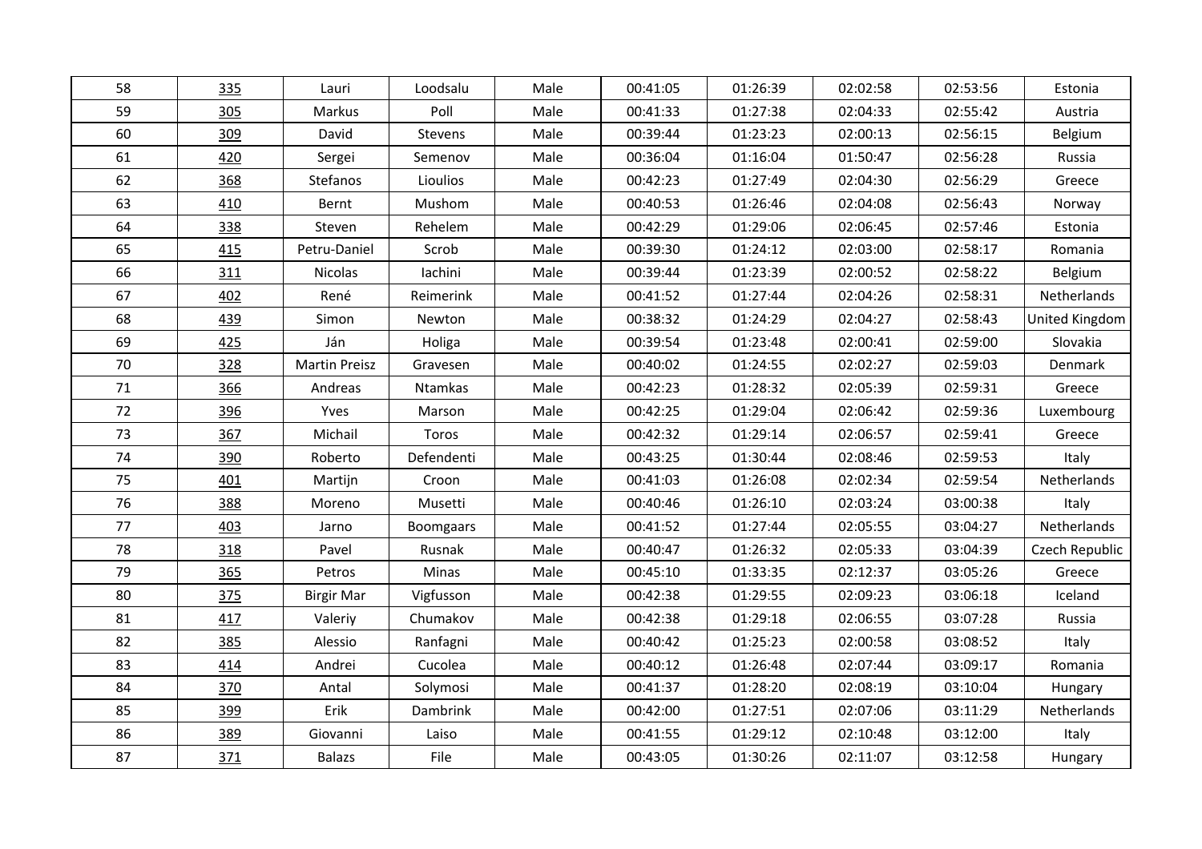| 58 | 335 | Lauri | Loodsalu | Male | 00:41:05 | 01:26:39 | 02:02:58 | 02:53:56 | Estonia |
|---|---|---|---|---|---|---|---|---|---|
| 59 | 305 | Markus | Poll | Male | 00:41:33 | 01:27:38 | 02:04:33 | 02:55:42 | Austria |
| 60 | 309 | David | Stevens | Male | 00:39:44 | 01:23:23 | 02:00:13 | 02:56:15 | Belgium |
| 61 | 420 | Sergei | Semenov | Male | 00:36:04 | 01:16:04 | 01:50:47 | 02:56:28 | Russia |
| 62 | 368 | Stefanos | Lioulios | Male | 00:42:23 | 01:27:49 | 02:04:30 | 02:56:29 | Greece |
| 63 | 410 | Bernt | Mushom | Male | 00:40:53 | 01:26:46 | 02:04:08 | 02:56:43 | Norway |
| 64 | 338 | Steven | Rehelem | Male | 00:42:29 | 01:29:06 | 02:06:45 | 02:57:46 | Estonia |
| 65 | 415 | Petru-Daniel | Scrob | Male | 00:39:30 | 01:24:12 | 02:03:00 | 02:58:17 | Romania |
| 66 | 311 | Nicolas | Iachini | Male | 00:39:44 | 01:23:39 | 02:00:52 | 02:58:22 | Belgium |
| 67 | 402 | René | Reimerink | Male | 00:41:52 | 01:27:44 | 02:04:26 | 02:58:31 | Netherlands |
| 68 | 439 | Simon | Newton | Male | 00:38:32 | 01:24:29 | 02:04:27 | 02:58:43 | United Kingdom |
| 69 | 425 | Ján | Holiga | Male | 00:39:54 | 01:23:48 | 02:00:41 | 02:59:00 | Slovakia |
| 70 | 328 | Martin Preisz | Gravesen | Male | 00:40:02 | 01:24:55 | 02:02:27 | 02:59:03 | Denmark |
| 71 | 366 | Andreas | Ntamkas | Male | 00:42:23 | 01:28:32 | 02:05:39 | 02:59:31 | Greece |
| 72 | 396 | Yves | Marson | Male | 00:42:25 | 01:29:04 | 02:06:42 | 02:59:36 | Luxembourg |
| 73 | 367 | Michail | Toros | Male | 00:42:32 | 01:29:14 | 02:06:57 | 02:59:41 | Greece |
| 74 | 390 | Roberto | Defendenti | Male | 00:43:25 | 01:30:44 | 02:08:46 | 02:59:53 | Italy |
| 75 | 401 | Martijn | Croon | Male | 00:41:03 | 01:26:08 | 02:02:34 | 02:59:54 | Netherlands |
| 76 | 388 | Moreno | Musetti | Male | 00:40:46 | 01:26:10 | 02:03:24 | 03:00:38 | Italy |
| 77 | 403 | Jarno | Boomgaars | Male | 00:41:52 | 01:27:44 | 02:05:55 | 03:04:27 | Netherlands |
| 78 | 318 | Pavel | Rusnak | Male | 00:40:47 | 01:26:32 | 02:05:33 | 03:04:39 | Czech Republic |
| 79 | 365 | Petros | Minas | Male | 00:45:10 | 01:33:35 | 02:12:37 | 03:05:26 | Greece |
| 80 | 375 | Birgir Mar | Vigfusson | Male | 00:42:38 | 01:29:55 | 02:09:23 | 03:06:18 | Iceland |
| 81 | 417 | Valeriy | Chumakov | Male | 00:42:38 | 01:29:18 | 02:06:55 | 03:07:28 | Russia |
| 82 | 385 | Alessio | Ranfagni | Male | 00:40:42 | 01:25:23 | 02:00:58 | 03:08:52 | Italy |
| 83 | 414 | Andrei | Cucolea | Male | 00:40:12 | 01:26:48 | 02:07:44 | 03:09:17 | Romania |
| 84 | 370 | Antal | Solymosi | Male | 00:41:37 | 01:28:20 | 02:08:19 | 03:10:04 | Hungary |
| 85 | 399 | Erik | Dambrink | Male | 00:42:00 | 01:27:51 | 02:07:06 | 03:11:29 | Netherlands |
| 86 | 389 | Giovanni | Laiso | Male | 00:41:55 | 01:29:12 | 02:10:48 | 03:12:00 | Italy |
| 87 | 371 | Balazs | File | Male | 00:43:05 | 01:30:26 | 02:11:07 | 03:12:58 | Hungary |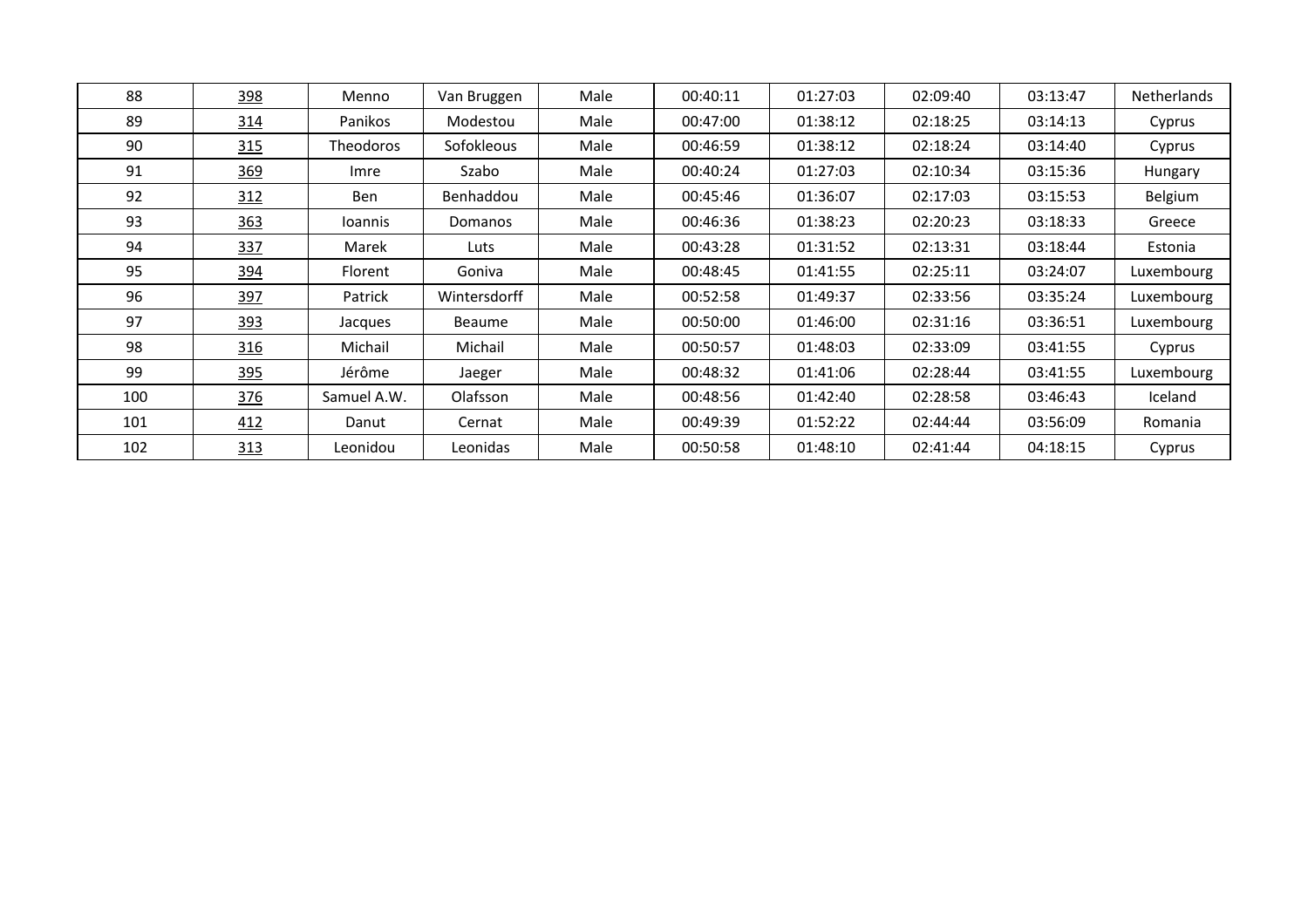| 88 | 398 | Menno | Van Bruggen | Male | 00:40:11 | 01:27:03 | 02:09:40 | 03:13:47 | Netherlands |
|---|---|---|---|---|---|---|---|---|---|
| 89 | 314 | Panikos | Modestou | Male | 00:47:00 | 01:38:12 | 02:18:25 | 03:14:13 | Cyprus |
| 90 | 315 | Theodoros | Sofokleous | Male | 00:46:59 | 01:38:12 | 02:18:24 | 03:14:40 | Cyprus |
| 91 | 369 | Imre | Szabo | Male | 00:40:24 | 01:27:03 | 02:10:34 | 03:15:36 | Hungary |
| 92 | 312 | Ben | Benhaddou | Male | 00:45:46 | 01:36:07 | 02:17:03 | 03:15:53 | Belgium |
| 93 | 363 | Ioannis | Domanos | Male | 00:46:36 | 01:38:23 | 02:20:23 | 03:18:33 | Greece |
| 94 | 337 | Marek | Luts | Male | 00:43:28 | 01:31:52 | 02:13:31 | 03:18:44 | Estonia |
| 95 | 394 | Florent | Goniva | Male | 00:48:45 | 01:41:55 | 02:25:11 | 03:24:07 | Luxembourg |
| 96 | 397 | Patrick | Wintersdorff | Male | 00:52:58 | 01:49:37 | 02:33:56 | 03:35:24 | Luxembourg |
| 97 | 393 | Jacques | Beaume | Male | 00:50:00 | 01:46:00 | 02:31:16 | 03:36:51 | Luxembourg |
| 98 | 316 | Michail | Michail | Male | 00:50:57 | 01:48:03 | 02:33:09 | 03:41:55 | Cyprus |
| 99 | 395 | Jérôme | Jaeger | Male | 00:48:32 | 01:41:06 | 02:28:44 | 03:41:55 | Luxembourg |
| 100 | 376 | Samuel A.W. | Olafsson | Male | 00:48:56 | 01:42:40 | 02:28:58 | 03:46:43 | Iceland |
| 101 | 412 | Danut | Cernat | Male | 00:49:39 | 01:52:22 | 02:44:44 | 03:56:09 | Romania |
| 102 | 313 | Leonidou | Leonidas | Male | 00:50:58 | 01:48:10 | 02:41:44 | 04:18:15 | Cyprus |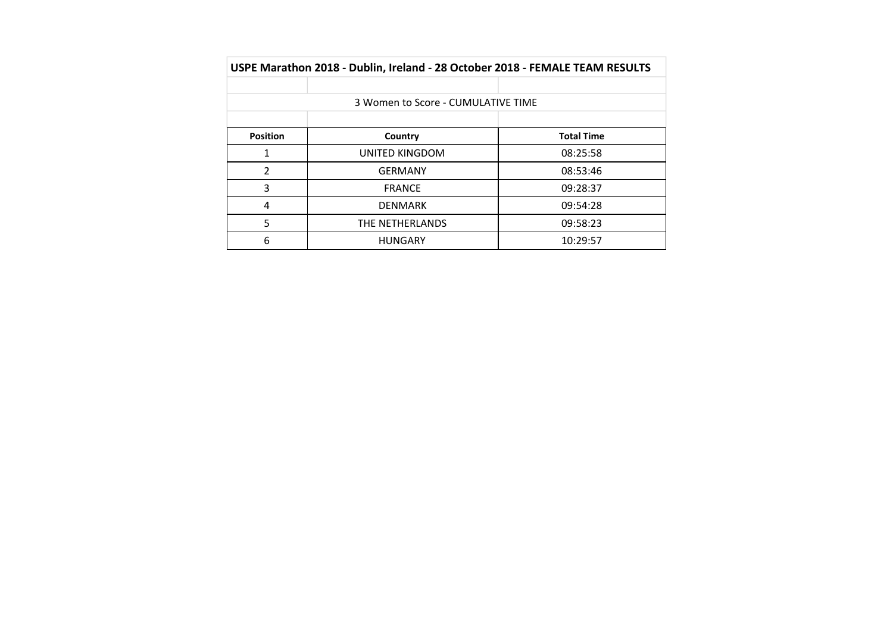**USPE Marathon 2018 - Dublin, Ireland - 28 October 2018 - FEMALE TEAM RESULTS**

3 Women to Score - CUMULATIVE TIME

| Position | Country | Total Time |
|---|---|---|
| 1 | UNITED KINGDOM | 08:25:58 |
| 2 | GERMANY | 08:53:46 |
| 3 | FRANCE | 09:28:37 |
| 4 | DENMARK | 09:54:28 |
| 5 | THE NETHERLANDS | 09:58:23 |
| 6 | HUNGARY | 10:29:57 |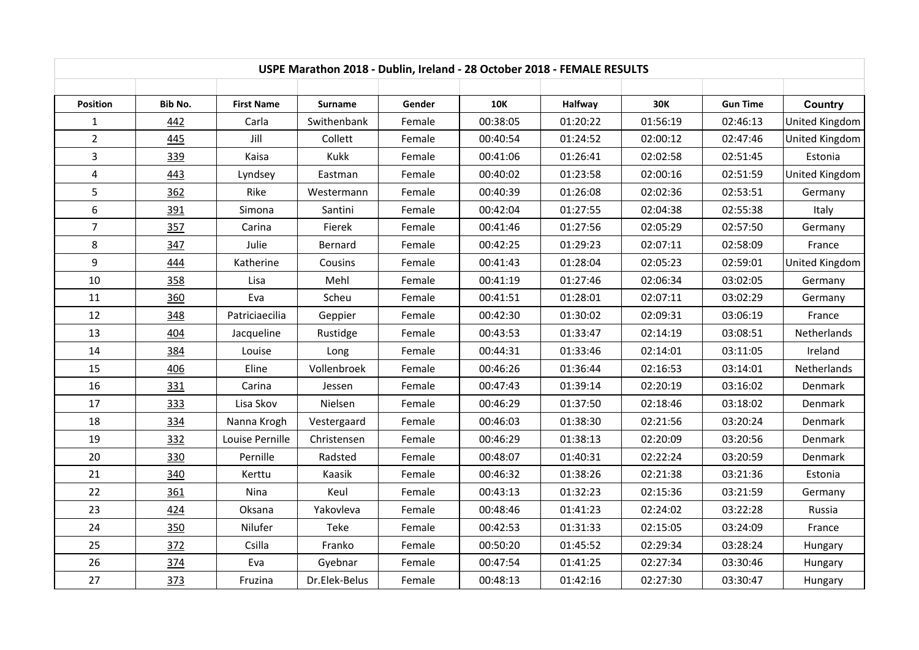# USPE Marathon 2018 - Dublin, Ireland - 28 October 2018 - FEMALE RESULTS

| Position | Bib No. | First Name | Surname | Gender | 10K | Halfway | 30K | Gun Time | Country |
|---|---|---|---|---|---|---|---|---|---|
| 1 | 442 | Carla | Swithenbank | Female | 00:38:05 | 01:20:22 | 01:56:19 | 02:46:13 | United Kingdom |
| 2 | 445 | Jill | Collett | Female | 00:40:54 | 01:24:52 | 02:00:12 | 02:47:46 | United Kingdom |
| 3 | 339 | Kaisa | Kukk | Female | 00:41:06 | 01:26:41 | 02:02:58 | 02:51:45 | Estonia |
| 4 | 443 | Lyndsey | Eastman | Female | 00:40:02 | 01:23:58 | 02:00:16 | 02:51:59 | United Kingdom |
| 5 | 362 | Rike | Westermann | Female | 00:40:39 | 01:26:08 | 02:02:36 | 02:53:51 | Germany |
| 6 | 391 | Simona | Santini | Female | 00:42:04 | 01:27:55 | 02:04:38 | 02:55:38 | Italy |
| 7 | 357 | Carina | Fierek | Female | 00:41:46 | 01:27:56 | 02:05:29 | 02:57:50 | Germany |
| 8 | 347 | Julie | Bernard | Female | 00:42:25 | 01:29:23 | 02:07:11 | 02:58:09 | France |
| 9 | 444 | Katherine | Cousins | Female | 00:41:43 | 01:28:04 | 02:05:23 | 02:59:01 | United Kingdom |
| 10 | 358 | Lisa | Mehl | Female | 00:41:19 | 01:27:46 | 02:06:34 | 03:02:05 | Germany |
| 11 | 360 | Eva | Scheu | Female | 00:41:51 | 01:28:01 | 02:07:11 | 03:02:29 | Germany |
| 12 | 348 | Patriciaecilia | Geppier | Female | 00:42:30 | 01:30:02 | 02:09:31 | 03:06:19 | France |
| 13 | 404 | Jacqueline | Rustidge | Female | 00:43:53 | 01:33:47 | 02:14:19 | 03:08:51 | Netherlands |
| 14 | 384 | Louise | Long | Female | 00:44:31 | 01:33:46 | 02:14:01 | 03:11:05 | Ireland |
| 15 | 406 | Eline | Vollenbroek | Female | 00:46:26 | 01:36:44 | 02:16:53 | 03:14:01 | Netherlands |
| 16 | 331 | Carina | Jessen | Female | 00:47:43 | 01:39:14 | 02:20:19 | 03:16:02 | Denmark |
| 17 | 333 | Lisa Skov | Nielsen | Female | 00:46:29 | 01:37:50 | 02:18:46 | 03:18:02 | Denmark |
| 18 | 334 | Nanna Krogh | Vestergaard | Female | 00:46:03 | 01:38:30 | 02:21:56 | 03:20:24 | Denmark |
| 19 | 332 | Louise Pernille | Christensen | Female | 00:46:29 | 01:38:13 | 02:20:09 | 03:20:56 | Denmark |
| 20 | 330 | Pernille | Radsted | Female | 00:48:07 | 01:40:31 | 02:22:24 | 03:20:59 | Denmark |
| 21 | 340 | Kerttu | Kaasik | Female | 00:46:32 | 01:38:26 | 02:21:38 | 03:21:36 | Estonia |
| 22 | 361 | Nina | Keul | Female | 00:43:13 | 01:32:23 | 02:15:36 | 03:21:59 | Germany |
| 23 | 424 | Oksana | Yakovleva | Female | 00:48:46 | 01:41:23 | 02:24:02 | 03:22:28 | Russia |
| 24 | 350 | Nilufer | Teke | Female | 00:42:53 | 01:31:33 | 02:15:05 | 03:24:09 | France |
| 25 | 372 | Csilla | Franko | Female | 00:50:20 | 01:45:52 | 02:29:34 | 03:28:24 | Hungary |
| 26 | 374 | Eva | Gyebnar | Female | 00:47:54 | 01:41:25 | 02:27:34 | 03:30:46 | Hungary |
| 27 | 373 | Fruzina | Dr.Elek-Belus | Female | 00:48:13 | 01:42:16 | 02:27:30 | 03:30:47 | Hungary |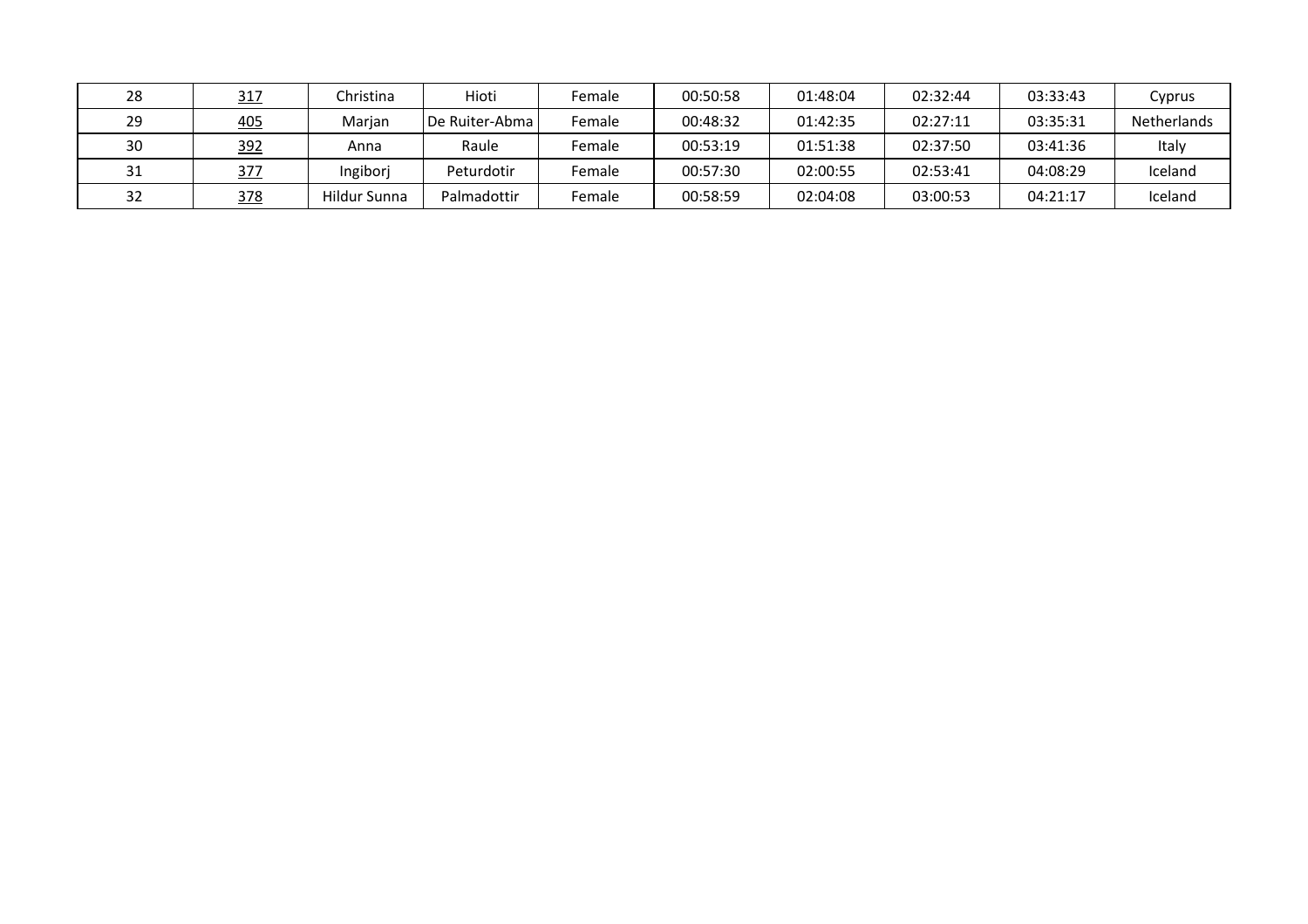| | | | | | | | | | |
|---|---|---|---|---|---|---|---|---|---|
| 28 | 317 | Christina | Hioti | Female | 00:50:58 | 01:48:04 | 02:32:44 | 03:33:43 | Cyprus |
| 29 | 405 | Marjan | De Ruiter-Abma | Female | 00:48:32 | 01:42:35 | 02:27:11 | 03:35:31 | Netherlands |
| 30 | 392 | Anna | Raule | Female | 00:53:19 | 01:51:38 | 02:37:50 | 03:41:36 | Italy |
| 31 | 377 | Ingiborj | Peturdotir | Female | 00:57:30 | 02:00:55 | 02:53:41 | 04:08:29 | Iceland |
| 32 | 378 | Hildur Sunna | Palmadottir | Female | 00:58:59 | 02:04:08 | 03:00:53 | 04:21:17 | Iceland |